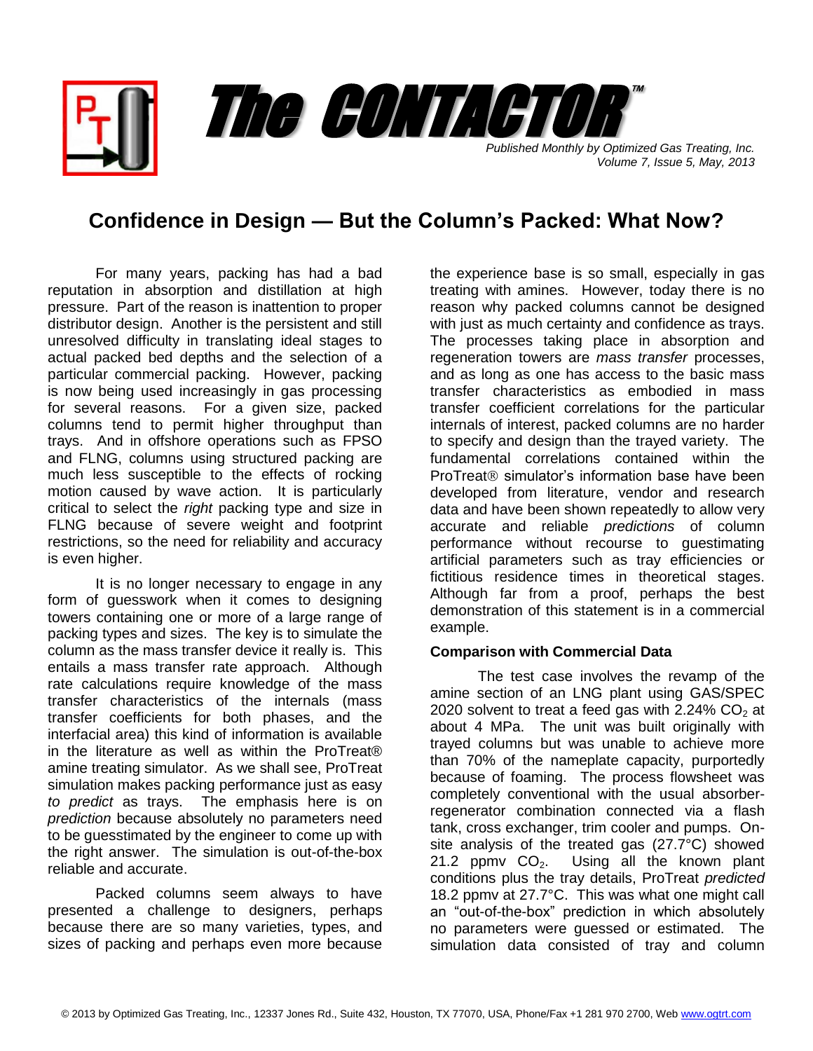# The CONTACTOR™

*Published Monthly by Optimized Gas Treating, Inc.*
*Volume 7, Issue 5, May, 2013*

## Confidence in Design — But the Column's Packed: What Now?

For many years, packing has had a bad reputation in absorption and distillation at high pressure. Part of the reason is inattention to proper distributor design. Another is the persistent and still unresolved difficulty in translating ideal stages to actual packed bed depths and the selection of a particular commercial packing. However, packing is now being used increasingly in gas processing for several reasons. For a given size, packed columns tend to permit higher throughput than trays. And in offshore operations such as FPSO and FLNG, columns using structured packing are much less susceptible to the effects of rocking motion caused by wave action. It is particularly critical to select the *right* packing type and size in FLNG because of severe weight and footprint restrictions, so the need for reliability and accuracy is even higher.

It is no longer necessary to engage in any form of guesswork when it comes to designing towers containing one or more of a large range of packing types and sizes. The key is to simulate the column as the mass transfer device it really is. This entails a mass transfer rate approach. Although rate calculations require knowledge of the mass transfer characteristics of the internals (mass transfer coefficients for both phases, and the interfacial area) this kind of information is available in the literature as well as within the ProTreat® amine treating simulator. As we shall see, ProTreat simulation makes packing performance just as easy *to predict* as trays. The emphasis here is on *prediction* because absolutely no parameters need to be guesstimated by the engineer to come up with the right answer. The simulation is out-of-the-box reliable and accurate.

Packed columns seem always to have presented a challenge to designers, perhaps because there are so many varieties, types, and sizes of packing and perhaps even more because the experience base is so small, especially in gas treating with amines. However, today there is no reason why packed columns cannot be designed with just as much certainty and confidence as trays. The processes taking place in absorption and regeneration towers are *mass transfer* processes, and as long as one has access to the basic mass transfer characteristics as embodied in mass transfer coefficient correlations for the particular internals of interest, packed columns are no harder to specify and design than the trayed variety. The fundamental correlations contained within the ProTreat® simulator's information base have been developed from literature, vendor and research data and have been shown repeatedly to allow very accurate and reliable *predictions* of column performance without recourse to guestimating artificial parameters such as tray efficiencies or fictitious residence times in theoretical stages. Although far from a proof, perhaps the best demonstration of this statement is in a commercial example.

### Comparison with Commercial Data

The test case involves the revamp of the amine section of an LNG plant using GAS/SPEC 2020 solvent to treat a feed gas with 2.24% $CO_2$ at about 4 MPa. The unit was built originally with trayed columns but was unable to achieve more than 70% of the nameplate capacity, purportedly because of foaming. The process flowsheet was completely conventional with the usual absorber-regenerator combination connected via a flash tank, cross exchanger, trim cooler and pumps. On-site analysis of the treated gas (27.7°C) showed 21.2 ppmv $CO_2$. Using all the known plant conditions plus the tray details, ProTreat *predicted* 18.2 ppmv at 27.7°C. This was what one might call an "out-of-the-box" prediction in which absolutely no parameters were guessed or estimated. The simulation data consisted of tray and column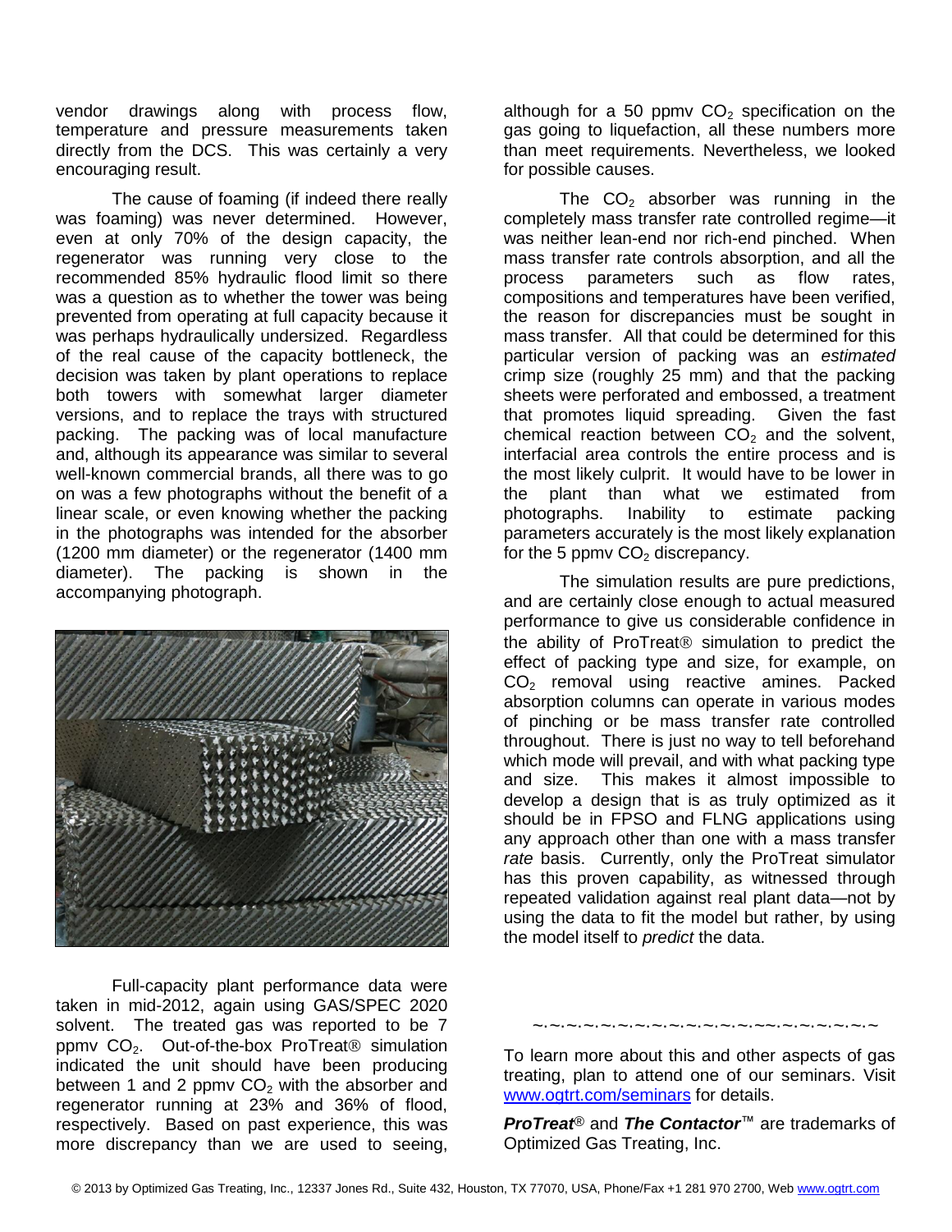vendor drawings along with process flow, temperature and pressure measurements taken directly from the DCS. This was certainly a very encouraging result.

The cause of foaming (if indeed there really was foaming) was never determined. However, even at only 70% of the design capacity, the regenerator was running very close to the recommended 85% hydraulic flood limit so there was a question as to whether the tower was being prevented from operating at full capacity because it was perhaps hydraulically undersized. Regardless of the real cause of the capacity bottleneck, the decision was taken by plant operations to replace both towers with somewhat larger diameter versions, and to replace the trays with structured packing. The packing was of local manufacture and, although its appearance was similar to several well-known commercial brands, all there was to go on was a few photographs without the benefit of a linear scale, or even knowing whether the packing in the photographs was intended for the absorber (1200 mm diameter) or the regenerator (1400 mm diameter). The packing is shown in the accompanying photograph.

Full-capacity plant performance data were taken in mid-2012, again using GAS/SPEC 2020 solvent. The treated gas was reported to be 7 ppmv $CO_2$. Out-of-the-box ProTreat® simulation indicated the unit should have been producing between 1 and 2 ppmv $CO_2$ with the absorber and regenerator running at 23% and 36% of flood, respectively. Based on past experience, this was more discrepancy than we are used to seeing, although for a 50 ppmv $CO_2$ specification on the gas going to liquefaction, all these numbers more than meet requirements. Nevertheless, we looked for possible causes.

The $CO_2$ absorber was running in the completely mass transfer rate controlled regime—it was neither lean-end nor rich-end pinched. When mass transfer rate controls absorption, and all the process parameters such as flow rates, compositions and temperatures have been verified, the reason for discrepancies must be sought in mass transfer. All that could be determined for this particular version of packing was an *estimated* crimp size (roughly 25 mm) and that the packing sheets were perforated and embossed, a treatment that promotes liquid spreading. Given the fast chemical reaction between $CO_2$ and the solvent, interfacial area controls the entire process and is the most likely culprit. It would have to be lower in the plant than what we estimated from photographs. Inability to estimate packing parameters accurately is the most likely explanation for the 5 ppmv $CO_2$ discrepancy.

The simulation results are pure predictions, and are certainly close enough to actual measured performance to give us considerable confidence in the ability of ProTreat® simulation to predict the effect of packing type and size, for example, on $CO_2$ removal using reactive amines. Packed absorption columns can operate in various modes of pinching or be mass transfer rate controlled throughout. There is just no way to tell beforehand which mode will prevail, and with what packing type and size. This makes it almost impossible to develop a design that is as truly optimized as it should be in FPSO and FLNG applications using any approach other than one with a mass transfer *rate* basis. Currently, only the ProTreat simulator has this proven capability, as witnessed through repeated validation against real plant data—not by using the data to fit the model but rather, by using the model itself to *predict* the data.

~.~.~.~.~.~.~.~.~.~.~.~.~.~~.~.~.~.~.~.~

To learn more about this and other aspects of gas treating, plan to attend one of our seminars. Visit www.ogtrt.com/seminars for details.

***ProTreat***® and ***The Contactor***™ are trademarks of Optimized Gas Treating, Inc.

© 2013 by Optimized Gas Treating, Inc., 12337 Jones Rd., Suite 432, Houston, TX 77070, USA, Phone/Fax +1 281 970 2700, Web www.ogtrt.com